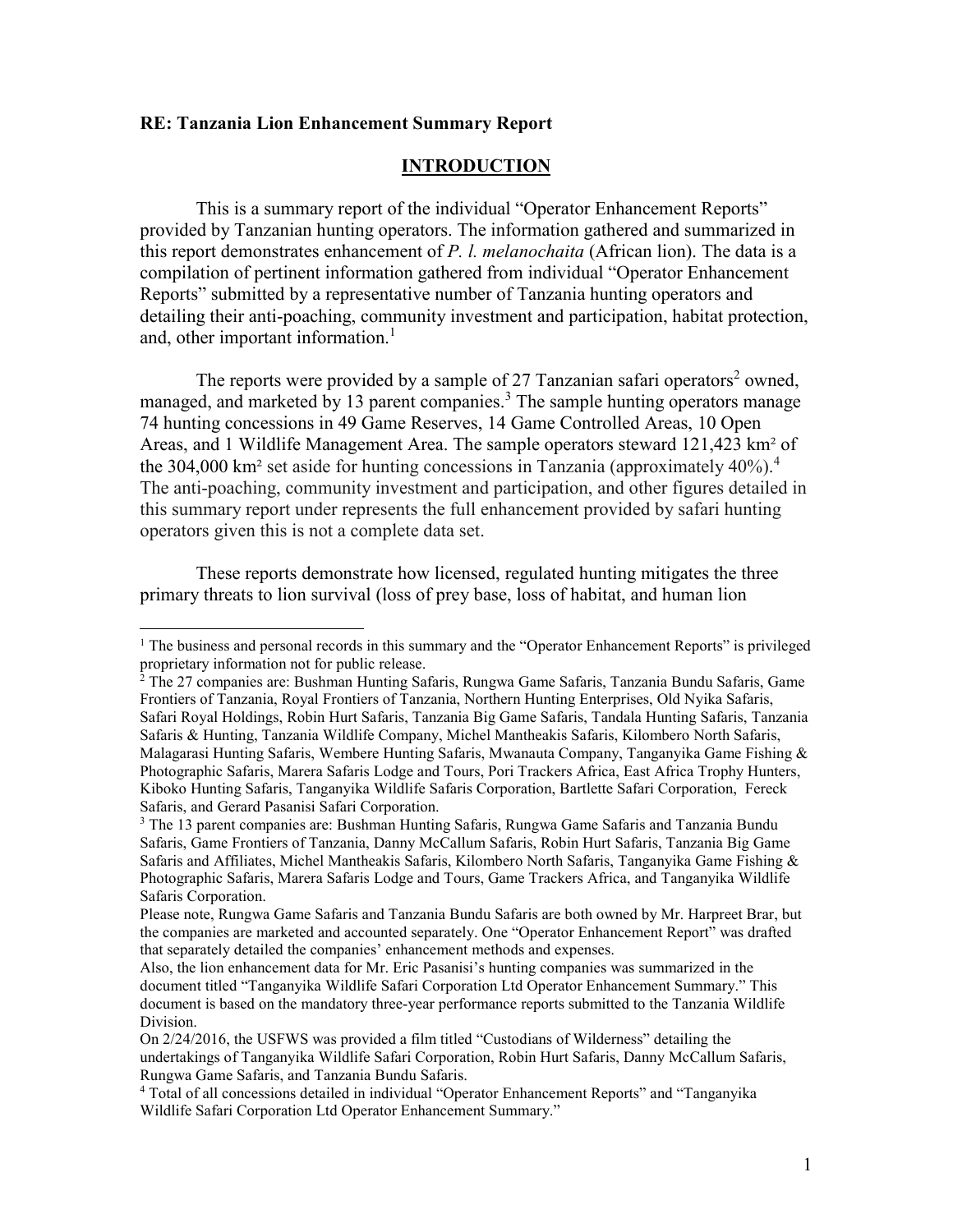**RE: Tanzania Lion Enhancement Summary Report**

## INTRODUCTION

This is a summary report of the individual "Operator Enhancement Reports" provided by Tanzanian hunting operators. The information gathered and summarized in this report demonstrates enhancement of *P. l. melanochaita* (African lion). The data is a compilation of pertinent information gathered from individual "Operator Enhancement Reports" submitted by a representative number of Tanzania hunting operators and detailing their anti-poaching, community investment and participation, habitat protection, and, other important information.[1]

The reports were provided by a sample of 27 Tanzanian safari operators[2] owned, managed, and marketed by 13 parent companies.[3] The sample hunting operators manage 74 hunting concessions in 49 Game Reserves, 14 Game Controlled Areas, 10 Open Areas, and 1 Wildlife Management Area. The sample operators steward 121,423 km² of the 304,000 km² set aside for hunting concessions in Tanzania (approximately 40%).[4] The anti-poaching, community investment and participation, and other figures detailed in this summary report under represents the full enhancement provided by safari hunting operators given this is not a complete data set.

These reports demonstrate how licensed, regulated hunting mitigates the three primary threats to lion survival (loss of prey base, loss of habitat, and human lion

---

[1] The business and personal records in this summary and the "Operator Enhancement Reports" is privileged proprietary information not for public release.

[2] The 27 companies are: Bushman Hunting Safaris, Rungwa Game Safaris, Tanzania Bundu Safaris, Game Frontiers of Tanzania, Royal Frontiers of Tanzania, Northern Hunting Enterprises, Old Nyika Safaris, Safari Royal Holdings, Robin Hurt Safaris, Tanzania Big Game Safaris, Tandala Hunting Safaris, Tanzania Safaris & Hunting, Tanzania Wildlife Company, Michel Mantheakis Safaris, Kilombero North Safaris, Malagarasi Hunting Safaris, Wembere Hunting Safaris, Mwanauta Company, Tanganyika Game Fishing & Photographic Safaris, Marera Safaris Lodge and Tours, Pori Trackers Africa, East Africa Trophy Hunters, Kiboko Hunting Safaris, Tanganyika Wildlife Safaris Corporation, Bartlette Safari Corporation, Fereck Safaris, and Gerard Pasanisi Safari Corporation.

[3] The 13 parent companies are: Bushman Hunting Safaris, Rungwa Game Safaris and Tanzania Bundu Safaris, Game Frontiers of Tanzania, Danny McCallum Safaris, Robin Hurt Safaris, Tanzania Big Game Safaris and Affiliates, Michel Mantheakis Safaris, Kilombero North Safaris, Tanganyika Game Fishing & Photographic Safaris, Marera Safaris Lodge and Tours, Game Trackers Africa, and Tanganyika Wildlife Safaris Corporation.

Please note, Rungwa Game Safaris and Tanzania Bundu Safaris are both owned by Mr. Harpreet Brar, but the companies are marketed and accounted separately. One "Operator Enhancement Report" was drafted that separately detailed the companies' enhancement methods and expenses.

Also, the lion enhancement data for Mr. Eric Pasanisi's hunting companies was summarized in the document titled "Tanganyika Wildlife Safari Corporation Ltd Operator Enhancement Summary." This document is based on the mandatory three-year performance reports submitted to the Tanzania Wildlife Division.

On 2/24/2016, the USFWS was provided a film titled "Custodians of Wilderness" detailing the undertakings of Tanganyika Wildlife Safari Corporation, Robin Hurt Safaris, Danny McCallum Safaris, Rungwa Game Safaris, and Tanzania Bundu Safaris.

[4] Total of all concessions detailed in individual "Operator Enhancement Reports" and "Tanganyika Wildlife Safari Corporation Ltd Operator Enhancement Summary."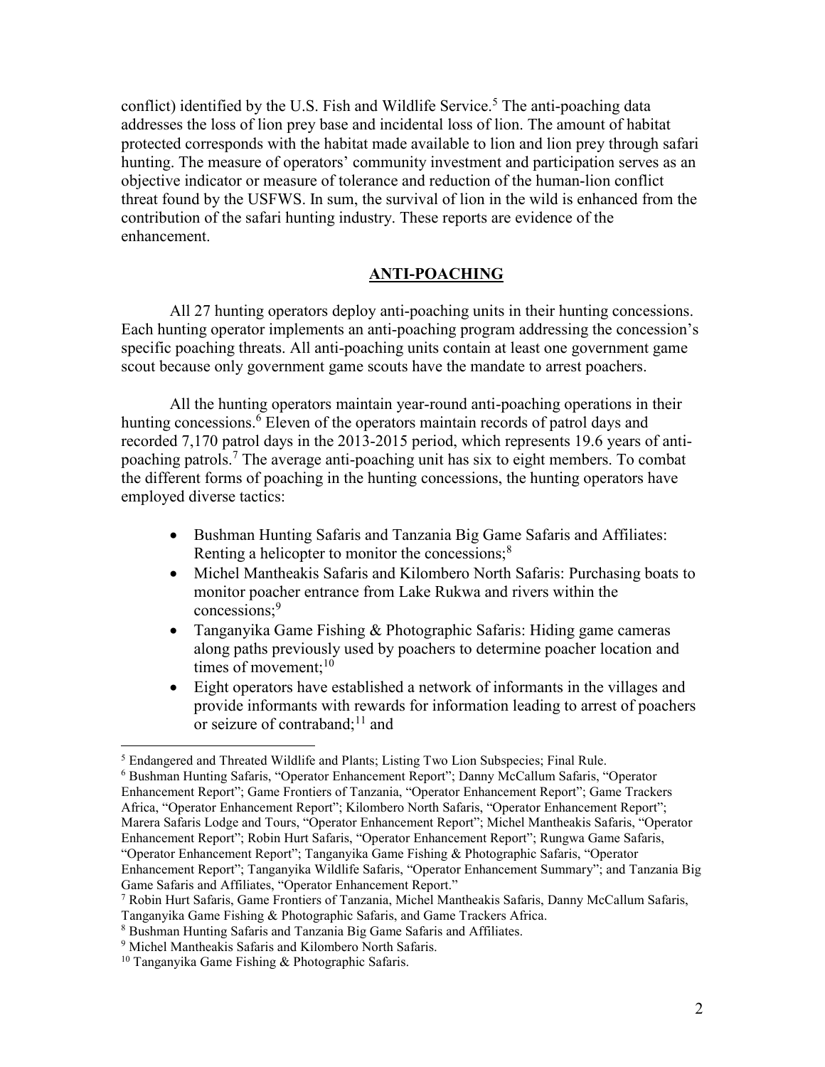conflict) identified by the U.S. Fish and Wildlife Service.[5] The anti-poaching data addresses the loss of lion prey base and incidental loss of lion. The amount of habitat protected corresponds with the habitat made available to lion and lion prey through safari hunting. The measure of operators' community investment and participation serves as an objective indicator or measure of tolerance and reduction of the human-lion conflict threat found by the USFWS. In sum, the survival of lion in the wild is enhanced from the contribution of the safari hunting industry. These reports are evidence of the enhancement.

## ANTI-POACHING

All 27 hunting operators deploy anti-poaching units in their hunting concessions. Each hunting operator implements an anti-poaching program addressing the concession's specific poaching threats. All anti-poaching units contain at least one government game scout because only government game scouts have the mandate to arrest poachers.

All the hunting operators maintain year-round anti-poaching operations in their hunting concessions.[6] Eleven of the operators maintain records of patrol days and recorded 7,170 patrol days in the 2013-2015 period, which represents 19.6 years of anti-poaching patrols.[7] The average anti-poaching unit has six to eight members. To combat the different forms of poaching in the hunting concessions, the hunting operators have employed diverse tactics:

- Bushman Hunting Safaris and Tanzania Big Game Safaris and Affiliates: Renting a helicopter to monitor the concessions;[8]
- Michel Mantheakis Safaris and Kilombero North Safaris: Purchasing boats to monitor poacher entrance from Lake Rukwa and rivers within the concessions;[9]
- Tanganyika Game Fishing & Photographic Safaris: Hiding game cameras along paths previously used by poachers to determine poacher location and times of movement;[10]
- Eight operators have established a network of informants in the villages and provide informants with rewards for information leading to arrest of poachers or seizure of contraband;[11] and

---

[5] Endangered and Threated Wildlife and Plants; Listing Two Lion Subspecies; Final Rule.

[6] Bushman Hunting Safaris, "Operator Enhancement Report"; Danny McCallum Safaris, "Operator Enhancement Report"; Game Frontiers of Tanzania, "Operator Enhancement Report"; Game Trackers Africa, "Operator Enhancement Report"; Kilombero North Safaris, "Operator Enhancement Report"; Marera Safaris Lodge and Tours, "Operator Enhancement Report"; Michel Mantheakis Safaris, "Operator Enhancement Report"; Robin Hurt Safaris, "Operator Enhancement Report"; Rungwa Game Safaris, "Operator Enhancement Report"; Tanganyika Game Fishing & Photographic Safaris, "Operator Enhancement Report"; Tanganyika Wildlife Safaris, "Operator Enhancement Summary"; and Tanzania Big Game Safaris and Affiliates, "Operator Enhancement Report."

[7] Robin Hurt Safaris, Game Frontiers of Tanzania, Michel Mantheakis Safaris, Danny McCallum Safaris, Tanganyika Game Fishing & Photographic Safaris, and Game Trackers Africa.

[8] Bushman Hunting Safaris and Tanzania Big Game Safaris and Affiliates.

[9] Michel Mantheakis Safaris and Kilombero North Safaris.

[10] Tanganyika Game Fishing & Photographic Safaris.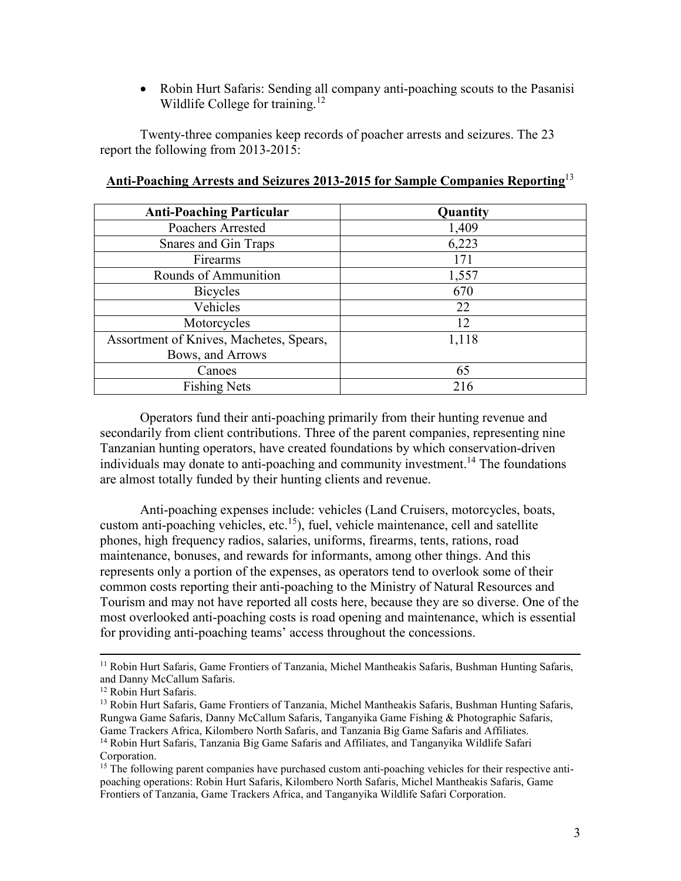- Robin Hurt Safaris: Sending all company anti-poaching scouts to the Pasanisi Wildlife College for training.[12]

Twenty-three companies keep records of poacher arrests and seizures. The 23 report the following from 2013-2015:

**Anti-Poaching Arrests and Seizures 2013-2015 for Sample Companies Reporting**[13]

| Anti-Poaching Particular | Quantity |
|---|---|
| Poachers Arrested | 1,409 |
| Snares and Gin Traps | 6,223 |
| Firearms | 171 |
| Rounds of Ammunition | 1,557 |
| Bicycles | 670 |
| Vehicles | 22 |
| Motorcycles | 12 |
| Assortment of Knives, Machetes, Spears, Bows, and Arrows | 1,118 |
| Canoes | 65 |
| Fishing Nets | 216 |

Operators fund their anti-poaching primarily from their hunting revenue and secondarily from client contributions. Three of the parent companies, representing nine Tanzanian hunting operators, have created foundations by which conservation-driven individuals may donate to anti-poaching and community investment.[14] The foundations are almost totally funded by their hunting clients and revenue.

Anti-poaching expenses include: vehicles (Land Cruisers, motorcycles, boats, custom anti-poaching vehicles, etc.[15]), fuel, vehicle maintenance, cell and satellite phones, high frequency radios, salaries, uniforms, firearms, tents, rations, road maintenance, bonuses, and rewards for informants, among other things. And this represents only a portion of the expenses, as operators tend to overlook some of their common costs reporting their anti-poaching to the Ministry of Natural Resources and Tourism and may not have reported all costs here, because they are so diverse. One of the most overlooked anti-poaching costs is road opening and maintenance, which is essential for providing anti-poaching teams' access throughout the concessions.

---

[11] Robin Hurt Safaris, Game Frontiers of Tanzania, Michel Mantheakis Safaris, Bushman Hunting Safaris, and Danny McCallum Safaris.

[12] Robin Hurt Safaris.

[13] Robin Hurt Safaris, Game Frontiers of Tanzania, Michel Mantheakis Safaris, Bushman Hunting Safaris, Rungwa Game Safaris, Danny McCallum Safaris, Tanganyika Game Fishing & Photographic Safaris, Game Trackers Africa, Kilombero North Safaris, and Tanzania Big Game Safaris and Affiliates.

[14] Robin Hurt Safaris, Tanzania Big Game Safaris and Affiliates, and Tanganyika Wildlife Safari Corporation.

[15] The following parent companies have purchased custom anti-poaching vehicles for their respective anti-poaching operations: Robin Hurt Safaris, Kilombero North Safaris, Michel Mantheakis Safaris, Game Frontiers of Tanzania, Game Trackers Africa, and Tanganyika Wildlife Safari Corporation.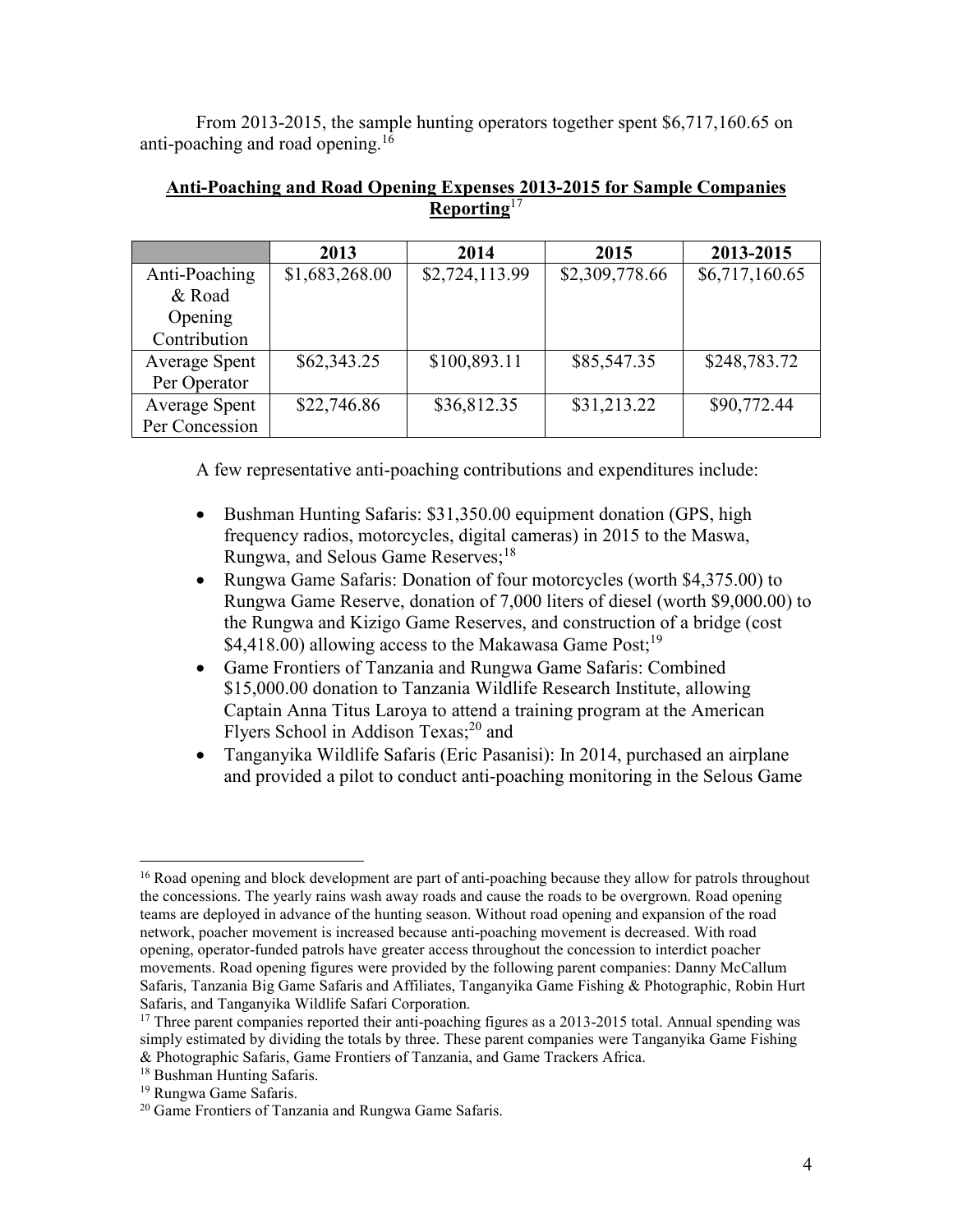From 2013-2015, the sample hunting operators together spent $6,717,160.65 on anti-poaching and road opening.[16]

**Anti-Poaching and Road Opening Expenses 2013-2015 for Sample Companies Reporting**[17]

| | 2013 | 2014 | 2015 | 2013-2015 |
|---|---|---|---|---|
| Anti-Poaching & Road Opening Contribution | $1,683,268.00 | $2,724,113.99 | $2,309,778.66 | $6,717,160.65 |
| Average Spent Per Operator | $62,343.25 | $100,893.11 | $85,547.35 | $248,783.72 |
| Average Spent Per Concession | $22,746.86 | $36,812.35 | $31,213.22 | $90,772.44 |

A few representative anti-poaching contributions and expenditures include:

- Bushman Hunting Safaris: $31,350.00 equipment donation (GPS, high frequency radios, motorcycles, digital cameras) in 2015 to the Maswa, Rungwa, and Selous Game Reserves;[18]
- Rungwa Game Safaris: Donation of four motorcycles (worth $4,375.00) to Rungwa Game Reserve, donation of 7,000 liters of diesel (worth $9,000.00) to the Rungwa and Kizigo Game Reserves, and construction of a bridge (cost $4,418.00) allowing access to the Makawasa Game Post;[19]
- Game Frontiers of Tanzania and Rungwa Game Safaris: Combined $15,000.00 donation to Tanzania Wildlife Research Institute, allowing Captain Anna Titus Laroya to attend a training program at the American Flyers School in Addison Texas;[20] and
- Tanganyika Wildlife Safaris (Eric Pasanisi): In 2014, purchased an airplane and provided a pilot to conduct anti-poaching monitoring in the Selous Game

---

[16] Road opening and block development are part of anti-poaching because they allow for patrols throughout the concessions. The yearly rains wash away roads and cause the roads to be overgrown. Road opening teams are deployed in advance of the hunting season. Without road opening and expansion of the road network, poacher movement is increased because anti-poaching movement is decreased. With road opening, operator-funded patrols have greater access throughout the concession to interdict poacher movements. Road opening figures were provided by the following parent companies: Danny McCallum Safaris, Tanzania Big Game Safaris and Affiliates, Tanganyika Game Fishing & Photographic, Robin Hurt Safaris, and Tanganyika Wildlife Safari Corporation.

[17] Three parent companies reported their anti-poaching figures as a 2013-2015 total. Annual spending was simply estimated by dividing the totals by three. These parent companies were Tanganyika Game Fishing & Photographic Safaris, Game Frontiers of Tanzania, and Game Trackers Africa.

[18] Bushman Hunting Safaris.

[19] Rungwa Game Safaris.

[20] Game Frontiers of Tanzania and Rungwa Game Safaris.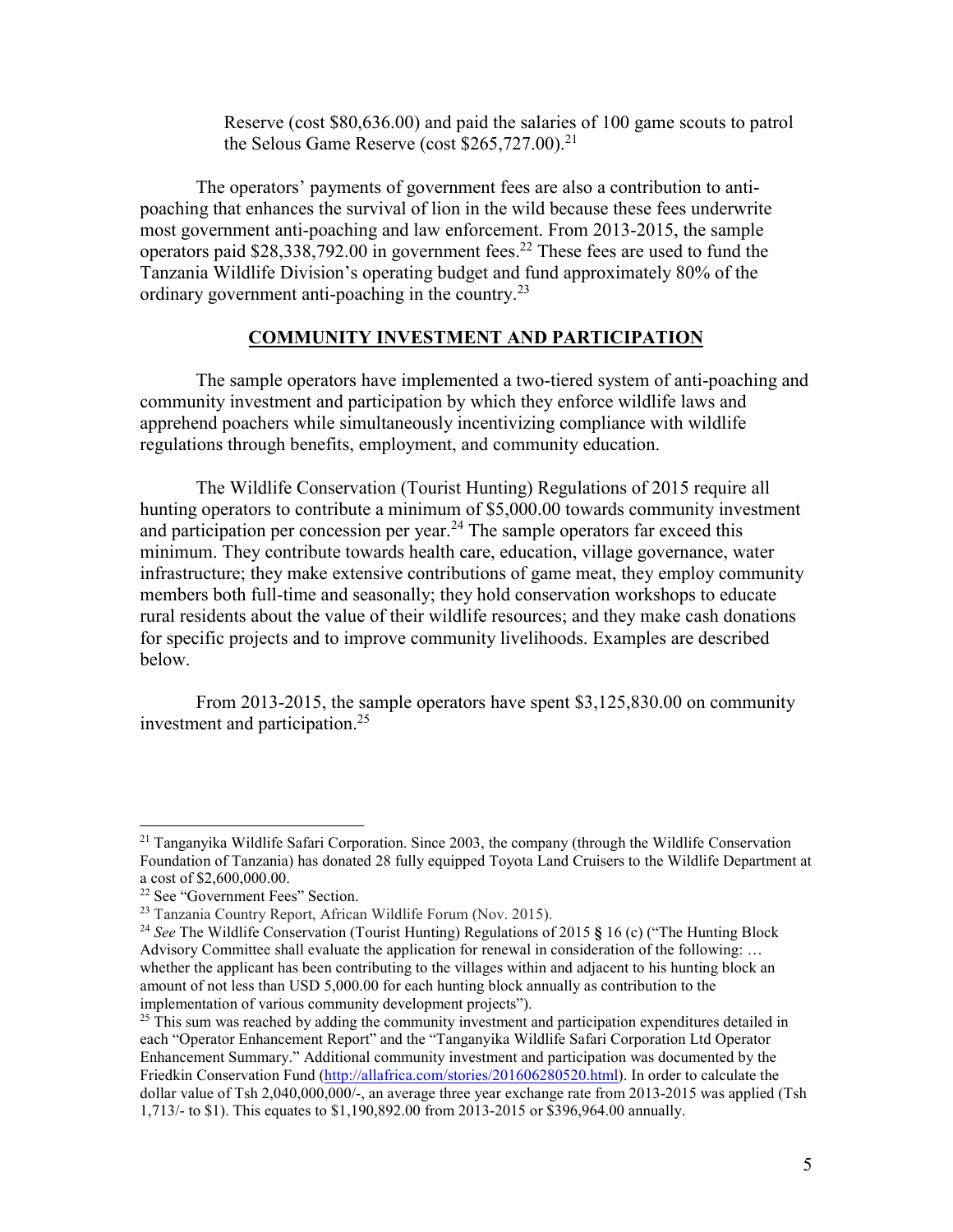Reserve (cost $80,636.00) and paid the salaries of 100 game scouts to patrol the Selous Game Reserve (cost $265,727.00).[21]

The operators' payments of government fees are also a contribution to anti-poaching that enhances the survival of lion in the wild because these fees underwrite most government anti-poaching and law enforcement. From 2013-2015, the sample operators paid $28,338,792.00 in government fees.[22] These fees are used to fund the Tanzania Wildlife Division's operating budget and fund approximately 80% of the ordinary government anti-poaching in the country.[23]

## COMMUNITY INVESTMENT AND PARTICIPATION

The sample operators have implemented a two-tiered system of anti-poaching and community investment and participation by which they enforce wildlife laws and apprehend poachers while simultaneously incentivizing compliance with wildlife regulations through benefits, employment, and community education.

The Wildlife Conservation (Tourist Hunting) Regulations of 2015 require all hunting operators to contribute a minimum of $5,000.00 towards community investment and participation per concession per year.[24] The sample operators far exceed this minimum. They contribute towards health care, education, village governance, water infrastructure; they make extensive contributions of game meat, they employ community members both full-time and seasonally; they hold conservation workshops to educate rural residents about the value of their wildlife resources; and they make cash donations for specific projects and to improve community livelihoods. Examples are described below.

From 2013-2015, the sample operators have spent $3,125,830.00 on community investment and participation.[25]

---

[21] Tanganyika Wildlife Safari Corporation. Since 2003, the company (through the Wildlife Conservation Foundation of Tanzania) has donated 28 fully equipped Toyota Land Cruisers to the Wildlife Department at a cost of $2,600,000.00.

[22] See "Government Fees" Section.

[23] Tanzania Country Report, African Wildlife Forum (Nov. 2015).

[24] *See* The Wildlife Conservation (Tourist Hunting) Regulations of 2015 **§** 16 (c) ("The Hunting Block Advisory Committee shall evaluate the application for renewal in consideration of the following: … whether the applicant has been contributing to the villages within and adjacent to his hunting block an amount of not less than USD 5,000.00 for each hunting block annually as contribution to the implementation of various community development projects").

[25] This sum was reached by adding the community investment and participation expenditures detailed in each "Operator Enhancement Report" and the "Tanganyika Wildlife Safari Corporation Ltd Operator Enhancement Summary." Additional community investment and participation was documented by the Friedkin Conservation Fund (http://allafrica.com/stories/201606280520.html). In order to calculate the dollar value of Tsh 2,040,000,000/-, an average three year exchange rate from 2013-2015 was applied (Tsh 1,713/- to $1). This equates to $1,190,892.00 from 2013-2015 or $396,964.00 annually.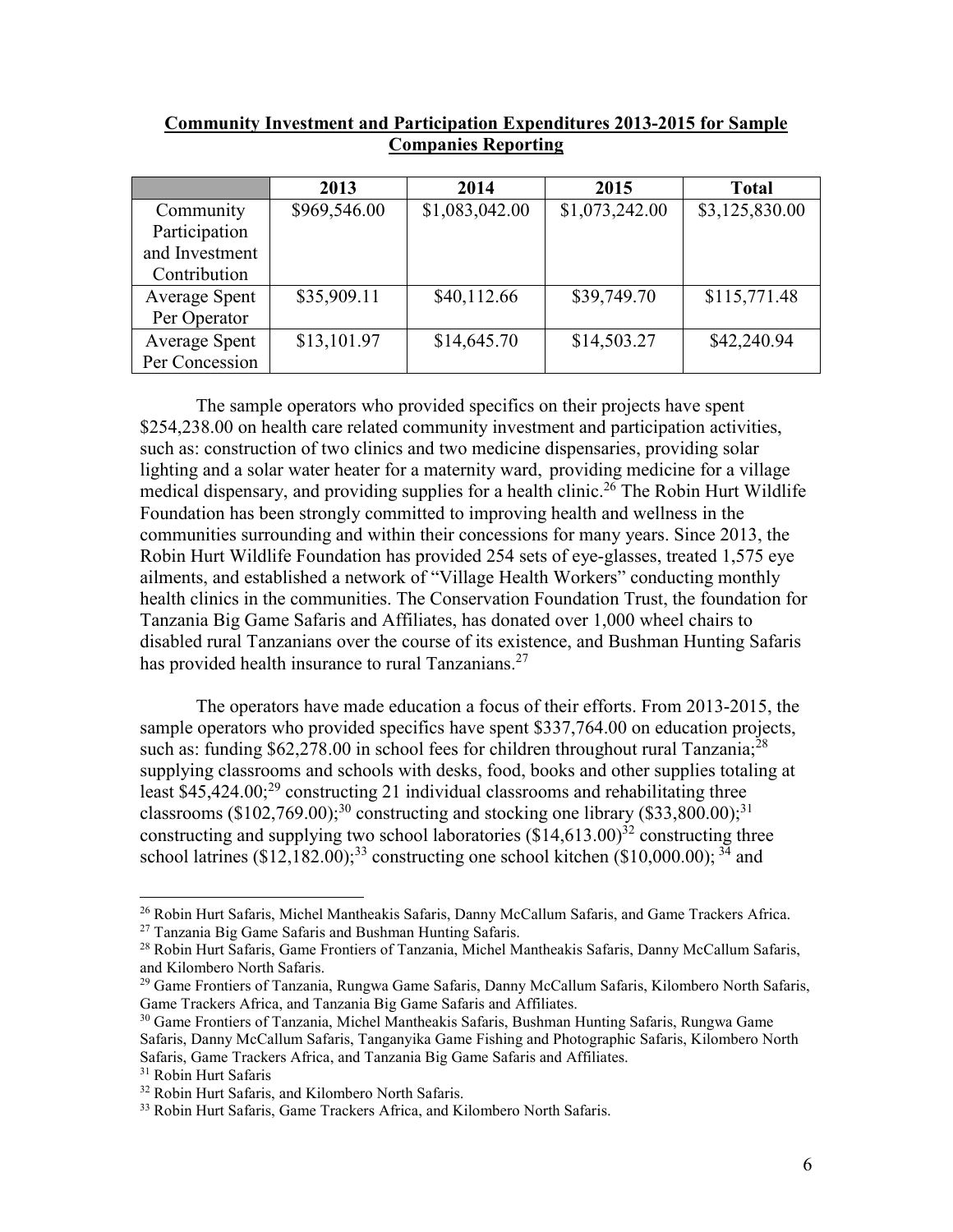**Community Investment and Participation Expenditures 2013-2015 for Sample Companies Reporting**

| | 2013 | 2014 | 2015 | Total |
|---|---|---|---|---|
| Community Participation and Investment Contribution | $969,546.00 | $1,083,042.00 | $1,073,242.00 | $3,125,830.00 |
| Average Spent Per Operator | $35,909.11 | $40,112.66 | $39,749.70 | $115,771.48 |
| Average Spent Per Concession | $13,101.97 | $14,645.70 | $14,503.27 | $42,240.94 |

The sample operators who provided specifics on their projects have spent $254,238.00 on health care related community investment and participation activities, such as: construction of two clinics and two medicine dispensaries, providing solar lighting and a solar water heater for a maternity ward, providing medicine for a village medical dispensary, and providing supplies for a health clinic.[26] The Robin Hurt Wildlife Foundation has been strongly committed to improving health and wellness in the communities surrounding and within their concessions for many years. Since 2013, the Robin Hurt Wildlife Foundation has provided 254 sets of eye-glasses, treated 1,575 eye ailments, and established a network of "Village Health Workers" conducting monthly health clinics in the communities. The Conservation Foundation Trust, the foundation for Tanzania Big Game Safaris and Affiliates, has donated over 1,000 wheel chairs to disabled rural Tanzanians over the course of its existence, and Bushman Hunting Safaris has provided health insurance to rural Tanzanians.[27]

The operators have made education a focus of their efforts. From 2013-2015, the sample operators who provided specifics have spent $337,764.00 on education projects, such as: funding $62,278.00 in school fees for children throughout rural Tanzania;[28] supplying classrooms and schools with desks, food, books and other supplies totaling at least $45,424.00;[29] constructing 21 individual classrooms and rehabilitating three classrooms ($102,769.00);[30] constructing and stocking one library ($33,800.00);[31] constructing and supplying two school laboratories ($14,613.00)[32] constructing three school latrines ($12,182.00);[33] constructing one school kitchen ($10,000.00); [34] and

---

[26] Robin Hurt Safaris, Michel Mantheakis Safaris, Danny McCallum Safaris, and Game Trackers Africa.

[27] Tanzania Big Game Safaris and Bushman Hunting Safaris.

[28] Robin Hurt Safaris, Game Frontiers of Tanzania, Michel Mantheakis Safaris, Danny McCallum Safaris, and Kilombero North Safaris.

[29] Game Frontiers of Tanzania, Rungwa Game Safaris, Danny McCallum Safaris, Kilombero North Safaris, Game Trackers Africa, and Tanzania Big Game Safaris and Affiliates.

[30] Game Frontiers of Tanzania, Michel Mantheakis Safaris, Bushman Hunting Safaris, Rungwa Game Safaris, Danny McCallum Safaris, Tanganyika Game Fishing and Photographic Safaris, Kilombero North Safaris, Game Trackers Africa, and Tanzania Big Game Safaris and Affiliates.

[31] Robin Hurt Safaris

[32] Robin Hurt Safaris, and Kilombero North Safaris.

[33] Robin Hurt Safaris, Game Trackers Africa, and Kilombero North Safaris.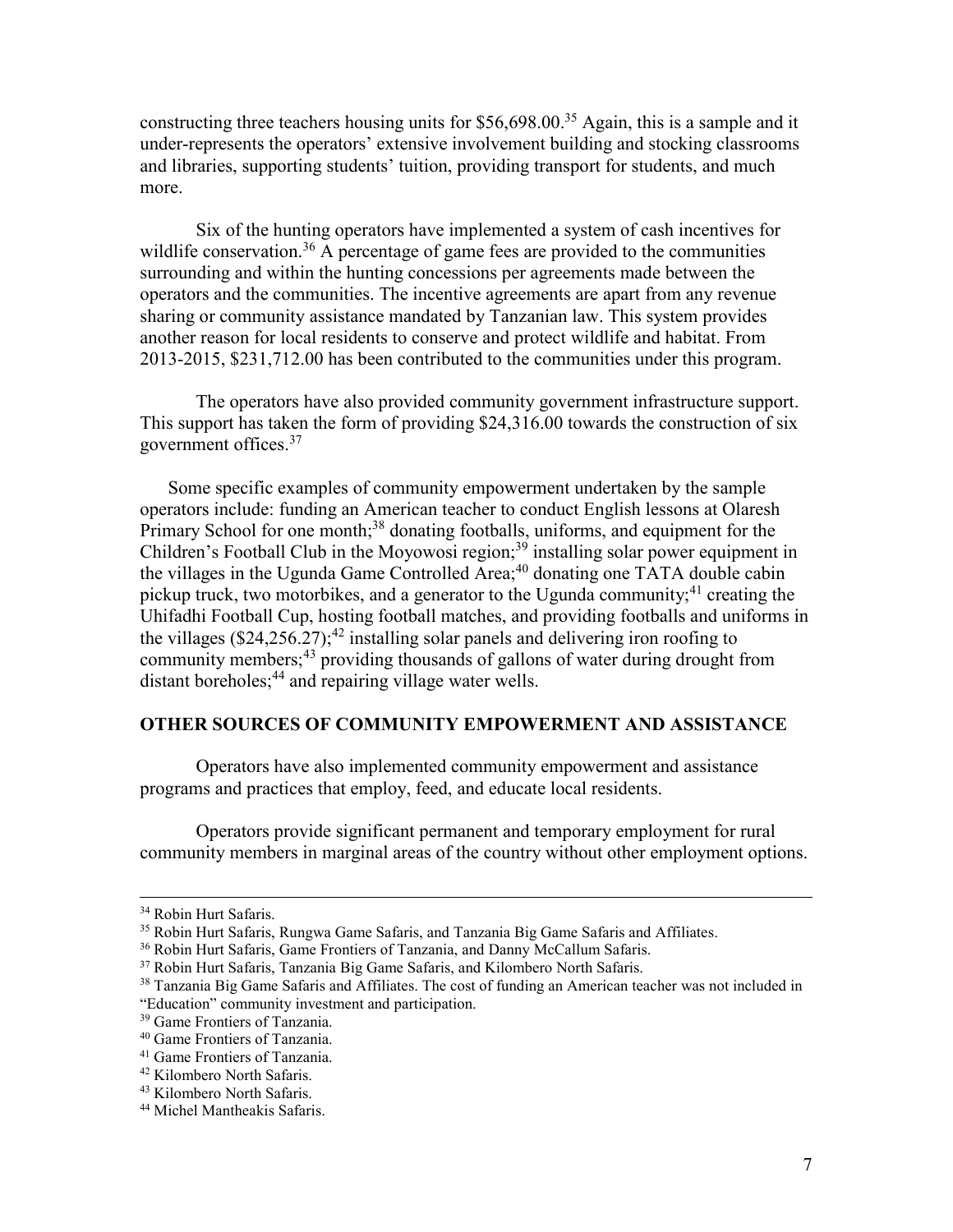constructing three teachers housing units for $56,698.00.[35] Again, this is a sample and it under-represents the operators' extensive involvement building and stocking classrooms and libraries, supporting students' tuition, providing transport for students, and much more.

Six of the hunting operators have implemented a system of cash incentives for wildlife conservation.[36] A percentage of game fees are provided to the communities surrounding and within the hunting concessions per agreements made between the operators and the communities. The incentive agreements are apart from any revenue sharing or community assistance mandated by Tanzanian law. This system provides another reason for local residents to conserve and protect wildlife and habitat. From 2013-2015, $231,712.00 has been contributed to the communities under this program.

The operators have also provided community government infrastructure support. This support has taken the form of providing $24,316.00 towards the construction of six government offices.[37]

Some specific examples of community empowerment undertaken by the sample operators include: funding an American teacher to conduct English lessons at Olaresh Primary School for one month;[38] donating footballs, uniforms, and equipment for the Children's Football Club in the Moyowosi region;[39] installing solar power equipment in the villages in the Ugunda Game Controlled Area;[40] donating one TATA double cabin pickup truck, two motorbikes, and a generator to the Ugunda community;[41] creating the Uhifadhi Football Cup, hosting football matches, and providing footballs and uniforms in the villages ($24,256.27);[42] installing solar panels and delivering iron roofing to community members;[43] providing thousands of gallons of water during drought from distant boreholes;[44] and repairing village water wells.

## OTHER SOURCES OF COMMUNITY EMPOWERMENT AND ASSISTANCE

Operators have also implemented community empowerment and assistance programs and practices that employ, feed, and educate local residents.

Operators provide significant permanent and temporary employment for rural community members in marginal areas of the country without other employment options.

---

[34] Robin Hurt Safaris.

[35] Robin Hurt Safaris, Rungwa Game Safaris, and Tanzania Big Game Safaris and Affiliates.

[36] Robin Hurt Safaris, Game Frontiers of Tanzania, and Danny McCallum Safaris.

[37] Robin Hurt Safaris, Tanzania Big Game Safaris, and Kilombero North Safaris.

[38] Tanzania Big Game Safaris and Affiliates. The cost of funding an American teacher was not included in "Education" community investment and participation.

[39] Game Frontiers of Tanzania.

[40] Game Frontiers of Tanzania.

[41] Game Frontiers of Tanzania.

[42] Kilombero North Safaris.

[43] Kilombero North Safaris.

[44] Michel Mantheakis Safaris.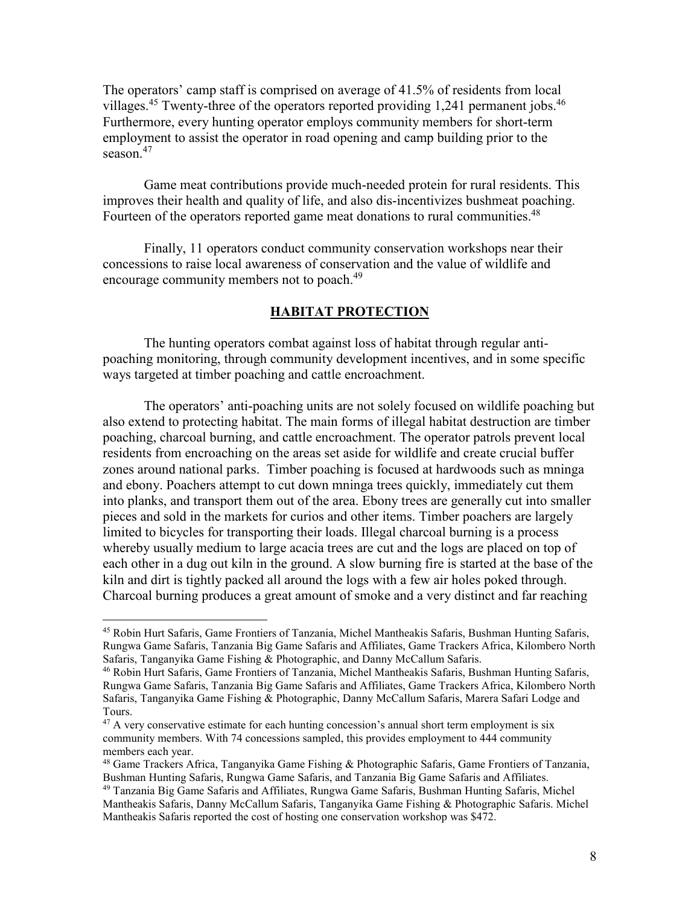The operators' camp staff is comprised on average of 41.5% of residents from local villages.[45] Twenty-three of the operators reported providing 1,241 permanent jobs.[46] Furthermore, every hunting operator employs community members for short-term employment to assist the operator in road opening and camp building prior to the season.[47]

Game meat contributions provide much-needed protein for rural residents. This improves their health and quality of life, and also dis-incentivizes bushmeat poaching. Fourteen of the operators reported game meat donations to rural communities.[48]

Finally, 11 operators conduct community conservation workshops near their concessions to raise local awareness of conservation and the value of wildlife and encourage community members not to poach.[49]

## HABITAT PROTECTION

The hunting operators combat against loss of habitat through regular anti-poaching monitoring, through community development incentives, and in some specific ways targeted at timber poaching and cattle encroachment.

The operators' anti-poaching units are not solely focused on wildlife poaching but also extend to protecting habitat. The main forms of illegal habitat destruction are timber poaching, charcoal burning, and cattle encroachment. The operator patrols prevent local residents from encroaching on the areas set aside for wildlife and create crucial buffer zones around national parks. Timber poaching is focused at hardwoods such as mninga and ebony. Poachers attempt to cut down mninga trees quickly, immediately cut them into planks, and transport them out of the area. Ebony trees are generally cut into smaller pieces and sold in the markets for curios and other items. Timber poachers are largely limited to bicycles for transporting their loads. Illegal charcoal burning is a process whereby usually medium to large acacia trees are cut and the logs are placed on top of each other in a dug out kiln in the ground. A slow burning fire is started at the base of the kiln and dirt is tightly packed all around the logs with a few air holes poked through. Charcoal burning produces a great amount of smoke and a very distinct and far reaching

---

[45] Robin Hurt Safaris, Game Frontiers of Tanzania, Michel Mantheakis Safaris, Bushman Hunting Safaris, Rungwa Game Safaris, Tanzania Big Game Safaris and Affiliates, Game Trackers Africa, Kilombero North Safaris, Tanganyika Game Fishing & Photographic, and Danny McCallum Safaris.

[46] Robin Hurt Safaris, Game Frontiers of Tanzania, Michel Mantheakis Safaris, Bushman Hunting Safaris, Rungwa Game Safaris, Tanzania Big Game Safaris and Affiliates, Game Trackers Africa, Kilombero North Safaris, Tanganyika Game Fishing & Photographic, Danny McCallum Safaris, Marera Safari Lodge and Tours.

[47] A very conservative estimate for each hunting concession's annual short term employment is six community members. With 74 concessions sampled, this provides employment to 444 community members each year.

[48] Game Trackers Africa, Tanganyika Game Fishing & Photographic Safaris, Game Frontiers of Tanzania, Bushman Hunting Safaris, Rungwa Game Safaris, and Tanzania Big Game Safaris and Affiliates.

[49] Tanzania Big Game Safaris and Affiliates, Rungwa Game Safaris, Bushman Hunting Safaris, Michel Mantheakis Safaris, Danny McCallum Safaris, Tanganyika Game Fishing & Photographic Safaris. Michel Mantheakis Safaris reported the cost of hosting one conservation workshop was $472.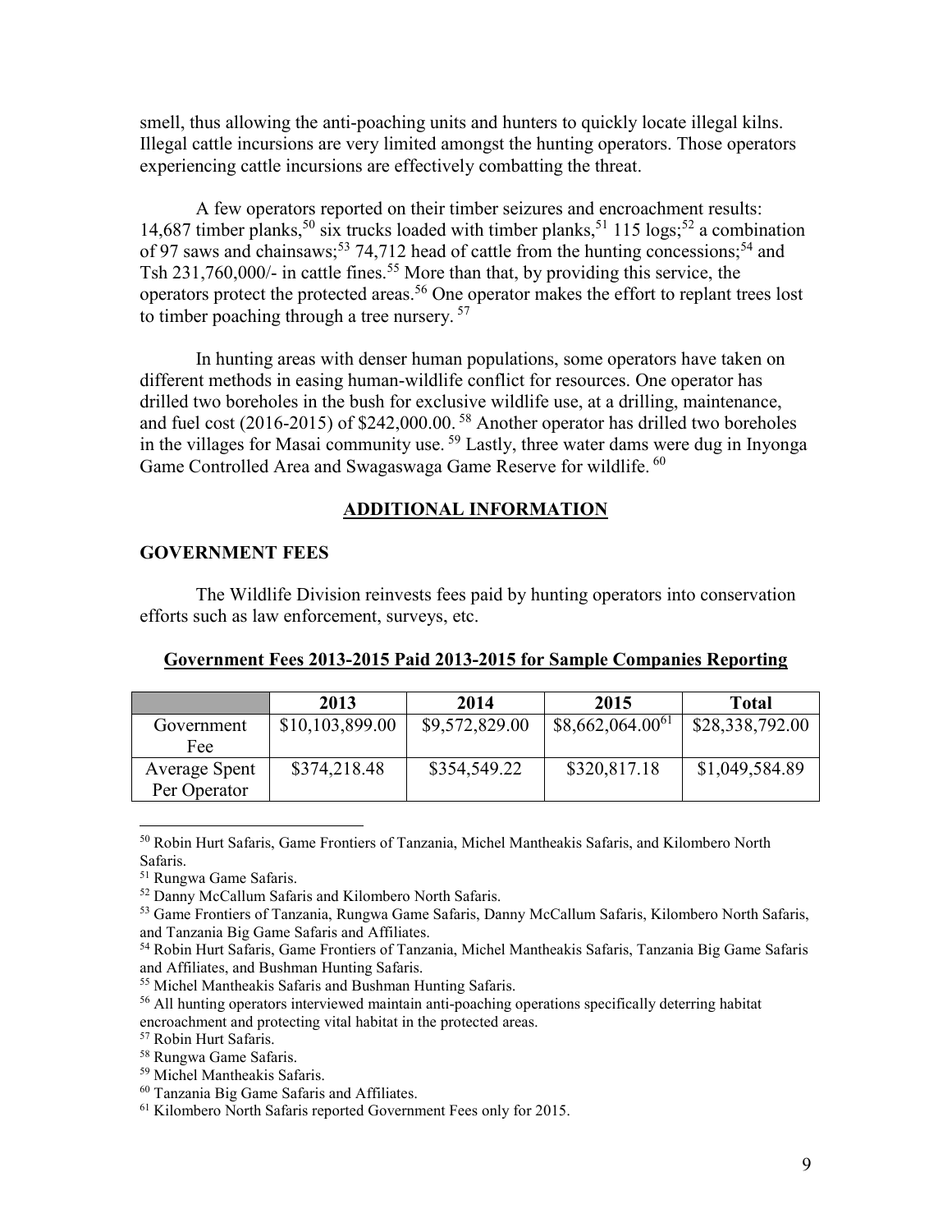smell, thus allowing the anti-poaching units and hunters to quickly locate illegal kilns. Illegal cattle incursions are very limited amongst the hunting operators. Those operators experiencing cattle incursions are effectively combatting the threat.

A few operators reported on their timber seizures and encroachment results: 14,687 timber planks,[50] six trucks loaded with timber planks,[51] 115 logs;[52] a combination of 97 saws and chainsaws;[53] 74,712 head of cattle from the hunting concessions;[54] and Tsh 231,760,000/- in cattle fines.[55] More than that, by providing this service, the operators protect the protected areas.[56] One operator makes the effort to replant trees lost to timber poaching through a tree nursery. [57]

In hunting areas with denser human populations, some operators have taken on different methods in easing human-wildlife conflict for resources. One operator has drilled two boreholes in the bush for exclusive wildlife use, at a drilling, maintenance, and fuel cost (2016-2015) of $242,000.00. [58] Another operator has drilled two boreholes in the villages for Masai community use. [59] Lastly, three water dams were dug in Inyonga Game Controlled Area and Swagaswaga Game Reserve for wildlife. [60]

## ADDITIONAL INFORMATION

### GOVERNMENT FEES

The Wildlife Division reinvests fees paid by hunting operators into conservation efforts such as law enforcement, surveys, etc.

**Government Fees 2013-2015 Paid 2013-2015 for Sample Companies Reporting**

| | 2013 | 2014 | 2015 | Total |
|---|---|---|---|---|
| Government Fee | $10,103,899.00 | $9,572,829.00 | $8,662,064.00[61] | $28,338,792.00 |
| Average Spent Per Operator | $374,218.48 | $354,549.22 | $320,817.18 | $1,049,584.89 |

[50] Robin Hurt Safaris, Game Frontiers of Tanzania, Michel Mantheakis Safaris, and Kilombero North Safaris.

[51] Rungwa Game Safaris.

[52] Danny McCallum Safaris and Kilombero North Safaris.

[53] Game Frontiers of Tanzania, Rungwa Game Safaris, Danny McCallum Safaris, Kilombero North Safaris, and Tanzania Big Game Safaris and Affiliates.

[54] Robin Hurt Safaris, Game Frontiers of Tanzania, Michel Mantheakis Safaris, Tanzania Big Game Safaris and Affiliates, and Bushman Hunting Safaris.

[55] Michel Mantheakis Safaris and Bushman Hunting Safaris.

[56] All hunting operators interviewed maintain anti-poaching operations specifically deterring habitat encroachment and protecting vital habitat in the protected areas.

[57] Robin Hurt Safaris.

[58] Rungwa Game Safaris.

[59] Michel Mantheakis Safaris.

[60] Tanzania Big Game Safaris and Affiliates.

[61] Kilombero North Safaris reported Government Fees only for 2015.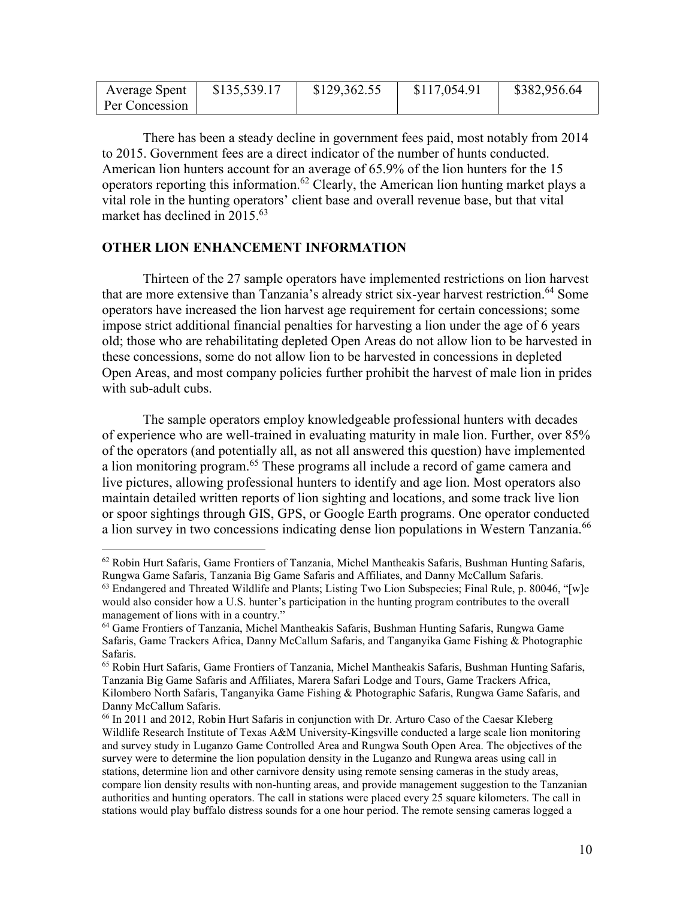| Average Spent Per Concession | $135,539.17 | $129,362.55 | $117,054.91 | $382,956.64 |
|---|---|---|---|---|

There has been a steady decline in government fees paid, most notably from 2014 to 2015. Government fees are a direct indicator of the number of hunts conducted. American lion hunters account for an average of 65.9% of the lion hunters for the 15 operators reporting this information.[62] Clearly, the American lion hunting market plays a vital role in the hunting operators' client base and overall revenue base, but that vital market has declined in 2015.[63]

## OTHER LION ENHANCEMENT INFORMATION

Thirteen of the 27 sample operators have implemented restrictions on lion harvest that are more extensive than Tanzania's already strict six-year harvest restriction.[64] Some operators have increased the lion harvest age requirement for certain concessions; some impose strict additional financial penalties for harvesting a lion under the age of 6 years old; those who are rehabilitating depleted Open Areas do not allow lion to be harvested in these concessions, some do not allow lion to be harvested in concessions in depleted Open Areas, and most company policies further prohibit the harvest of male lion in prides with sub-adult cubs.

The sample operators employ knowledgeable professional hunters with decades of experience who are well-trained in evaluating maturity in male lion. Further, over 85% of the operators (and potentially all, as not all answered this question) have implemented a lion monitoring program.[65] These programs all include a record of game camera and live pictures, allowing professional hunters to identify and age lion. Most operators also maintain detailed written reports of lion sighting and locations, and some track live lion or spoor sightings through GIS, GPS, or Google Earth programs. One operator conducted a lion survey in two concessions indicating dense lion populations in Western Tanzania.[66]

---

[62] Robin Hurt Safaris, Game Frontiers of Tanzania, Michel Mantheakis Safaris, Bushman Hunting Safaris, Rungwa Game Safaris, Tanzania Big Game Safaris and Affiliates, and Danny McCallum Safaris.

[63] Endangered and Threated Wildlife and Plants; Listing Two Lion Subspecies; Final Rule, p. 80046, "[w]e would also consider how a U.S. hunter's participation in the hunting program contributes to the overall management of lions with in a country."

[64] Game Frontiers of Tanzania, Michel Mantheakis Safaris, Bushman Hunting Safaris, Rungwa Game Safaris, Game Trackers Africa, Danny McCallum Safaris, and Tanganyika Game Fishing & Photographic Safaris.

[65] Robin Hurt Safaris, Game Frontiers of Tanzania, Michel Mantheakis Safaris, Bushman Hunting Safaris, Tanzania Big Game Safaris and Affiliates, Marera Safari Lodge and Tours, Game Trackers Africa, Kilombero North Safaris, Tanganyika Game Fishing & Photographic Safaris, Rungwa Game Safaris, and Danny McCallum Safaris.

[66] In 2011 and 2012, Robin Hurt Safaris in conjunction with Dr. Arturo Caso of the Caesar Kleberg Wildlife Research Institute of Texas A&M University-Kingsville conducted a large scale lion monitoring and survey study in Luganzo Game Controlled Area and Rungwa South Open Area. The objectives of the survey were to determine the lion population density in the Luganzo and Rungwa areas using call in stations, determine lion and other carnivore density using remote sensing cameras in the study areas, compare lion density results with non-hunting areas, and provide management suggestion to the Tanzanian authorities and hunting operators. The call in stations were placed every 25 square kilometers. The call in stations would play buffalo distress sounds for a one hour period. The remote sensing cameras logged a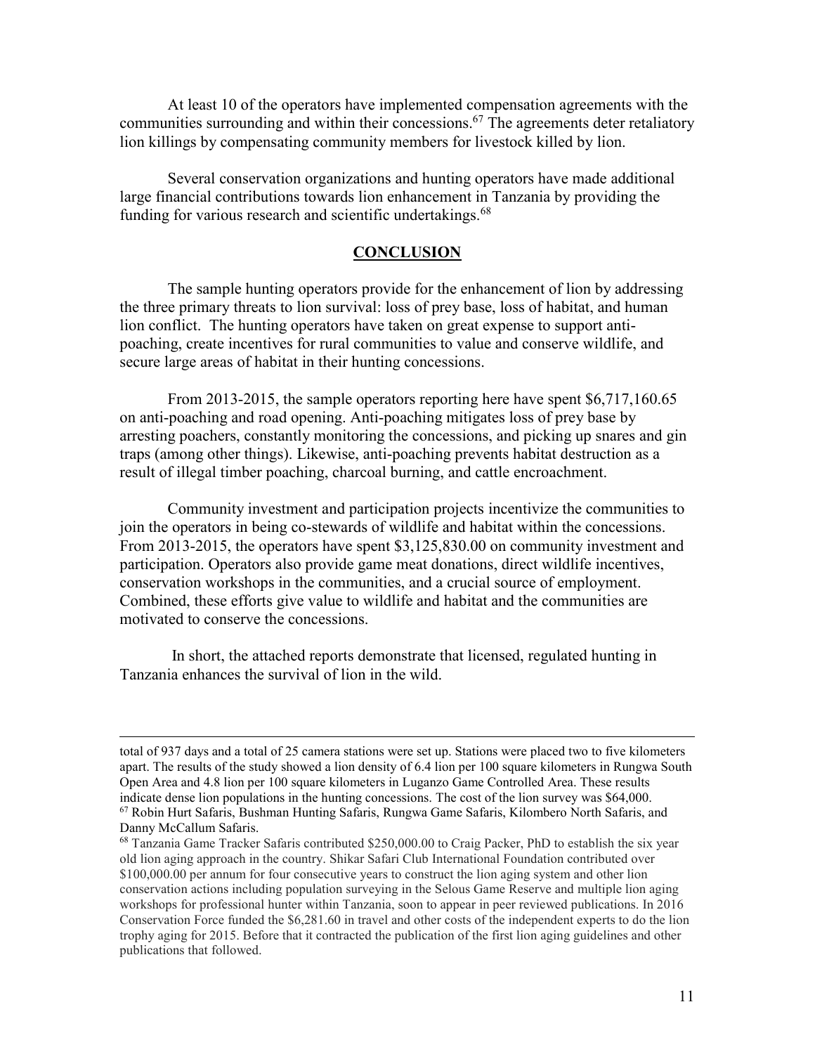At least 10 of the operators have implemented compensation agreements with the communities surrounding and within their concessions.[67] The agreements deter retaliatory lion killings by compensating community members for livestock killed by lion.

Several conservation organizations and hunting operators have made additional large financial contributions towards lion enhancement in Tanzania by providing the funding for various research and scientific undertakings.[68]

## CONCLUSION

The sample hunting operators provide for the enhancement of lion by addressing the three primary threats to lion survival: loss of prey base, loss of habitat, and human lion conflict. The hunting operators have taken on great expense to support anti-poaching, create incentives for rural communities to value and conserve wildlife, and secure large areas of habitat in their hunting concessions.

From 2013-2015, the sample operators reporting here have spent $6,717,160.65 on anti-poaching and road opening. Anti-poaching mitigates loss of prey base by arresting poachers, constantly monitoring the concessions, and picking up snares and gin traps (among other things). Likewise, anti-poaching prevents habitat destruction as a result of illegal timber poaching, charcoal burning, and cattle encroachment.

Community investment and participation projects incentivize the communities to join the operators in being co-stewards of wildlife and habitat within the concessions. From 2013-2015, the operators have spent $3,125,830.00 on community investment and participation. Operators also provide game meat donations, direct wildlife incentives, conservation workshops in the communities, and a crucial source of employment. Combined, these efforts give value to wildlife and habitat and the communities are motivated to conserve the concessions.

In short, the attached reports demonstrate that licensed, regulated hunting in Tanzania enhances the survival of lion in the wild.

---

total of 937 days and a total of 25 camera stations were set up. Stations were placed two to five kilometers apart. The results of the study showed a lion density of 6.4 lion per 100 square kilometers in Rungwa South Open Area and 4.8 lion per 100 square kilometers in Luganzo Game Controlled Area. These results indicate dense lion populations in the hunting concessions. The cost of the lion survey was $64,000.

[67] Robin Hurt Safaris, Bushman Hunting Safaris, Rungwa Game Safaris, Kilombero North Safaris, and Danny McCallum Safaris.

[68] Tanzania Game Tracker Safaris contributed $250,000.00 to Craig Packer, PhD to establish the six year old lion aging approach in the country. Shikar Safari Club International Foundation contributed over $100,000.00 per annum for four consecutive years to construct the lion aging system and other lion conservation actions including population surveying in the Selous Game Reserve and multiple lion aging workshops for professional hunter within Tanzania, soon to appear in peer reviewed publications. In 2016 Conservation Force funded the $6,281.60 in travel and other costs of the independent experts to do the lion trophy aging for 2015. Before that it contracted the publication of the first lion aging guidelines and other publications that followed.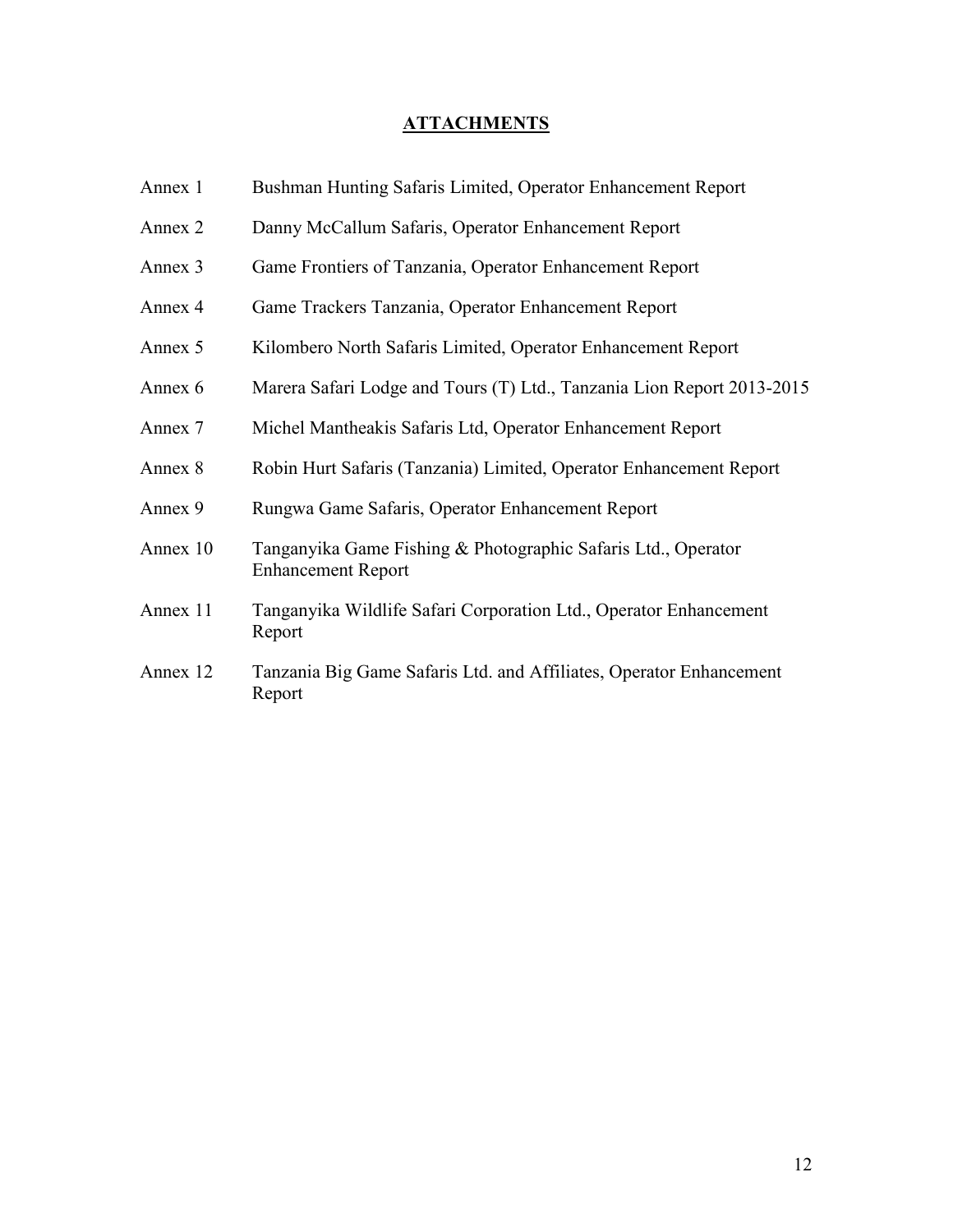# **ATTACHMENTS**

| | |
|---|---|
| Annex 1 | Bushman Hunting Safaris Limited, Operator Enhancement Report |
| Annex 2 | Danny McCallum Safaris, Operator Enhancement Report |
| Annex 3 | Game Frontiers of Tanzania, Operator Enhancement Report |
| Annex 4 | Game Trackers Tanzania, Operator Enhancement Report |
| Annex 5 | Kilombero North Safaris Limited, Operator Enhancement Report |
| Annex 6 | Marera Safari Lodge and Tours (T) Ltd., Tanzania Lion Report 2013-2015 |
| Annex 7 | Michel Mantheakis Safaris Ltd, Operator Enhancement Report |
| Annex 8 | Robin Hurt Safaris (Tanzania) Limited, Operator Enhancement Report |
| Annex 9 | Rungwa Game Safaris, Operator Enhancement Report |
| Annex 10 | Tanganyika Game Fishing & Photographic Safaris Ltd., Operator Enhancement Report |
| Annex 11 | Tanganyika Wildlife Safari Corporation Ltd., Operator Enhancement Report |
| Annex 12 | Tanzania Big Game Safaris Ltd. and Affiliates, Operator Enhancement Report |